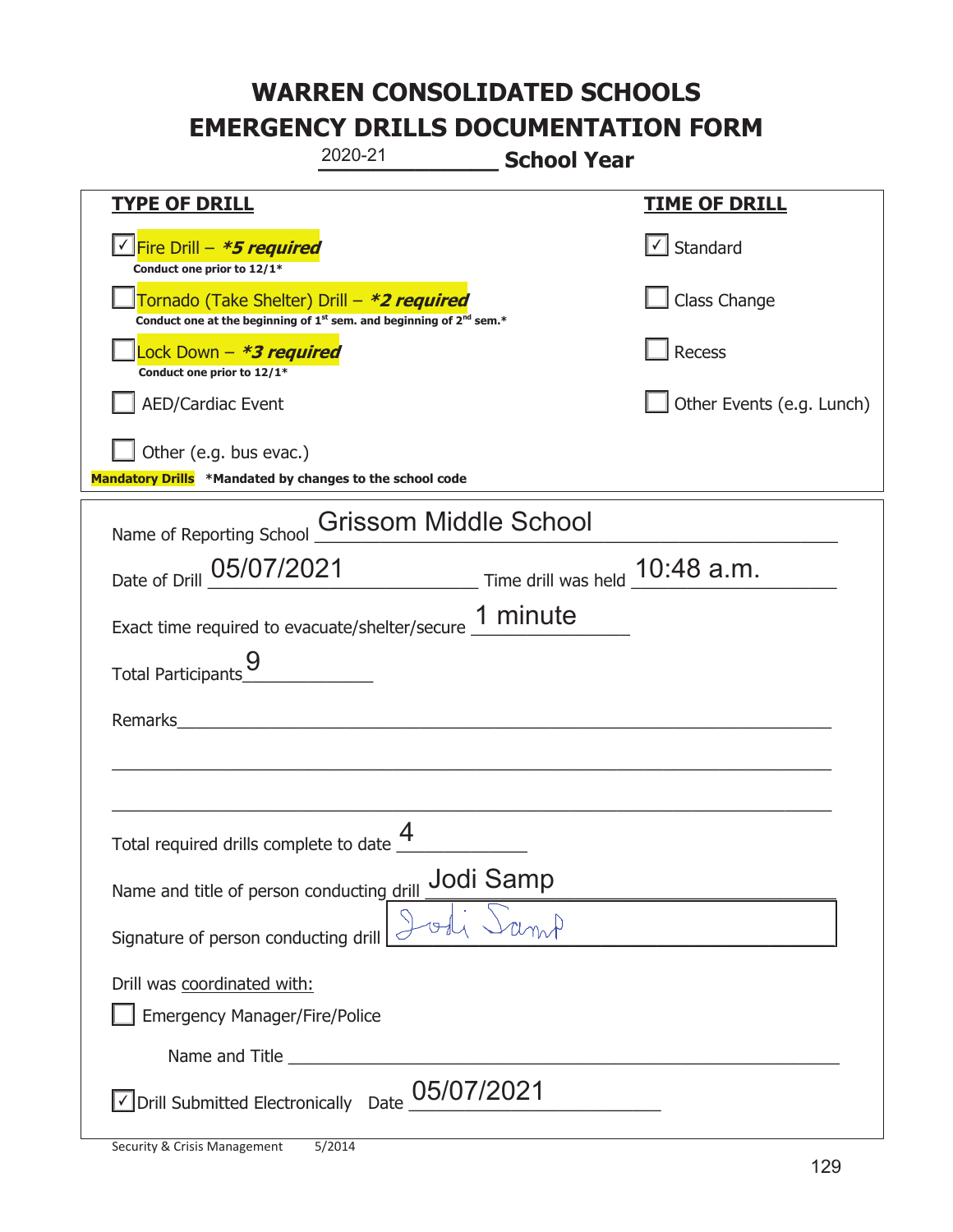# WARREN CONSOLIDATED SCHOOLS
# EMERGENCY DRILLS DOCUMENTATION FORM

2020-21 **School Year**

| **TYPE OF DRILL** | **TIME OF DRILL** |
|---|---|
| ☑ Fire Drill – ***5 required*** <br> **Conduct one prior to 12/1*** | ☑ Standard |
| ☐ Tornado (Take Shelter) Drill – ***2 required*** <br> **Conduct one at the beginning of 1st sem. and beginning of 2nd sem.*** | ☐ Class Change |
| ☐ Lock Down – ***3 required*** <br> **Conduct one prior to 12/1*** | ☐ Recess |
| ☐ AED/Cardiac Event | ☐ Other Events (e.g. Lunch) |
| ☐ Other (e.g. bus evac.) | |

**Mandatory Drills** ***Mandated by changes to the school code**

Name of Reporting School: Grissom Middle School

Date of Drill: 05/07/2021 Time drill was held: 10:48 a.m.

Exact time required to evacuate/shelter/secure: 1 minute

Total Participants: 9

Remarks: ______________________________

Total required drills complete to date: 4

Name and title of person conducting drill: Jodi Samp

Signature of person conducting drill: Jodi Samp

Drill was coordinated with:

☐ Emergency Manager/Fire/Police

Name and Title ______________________________

☑ Drill Submitted Electronically Date: 05/07/2021

Security & Crisis Management 5/2014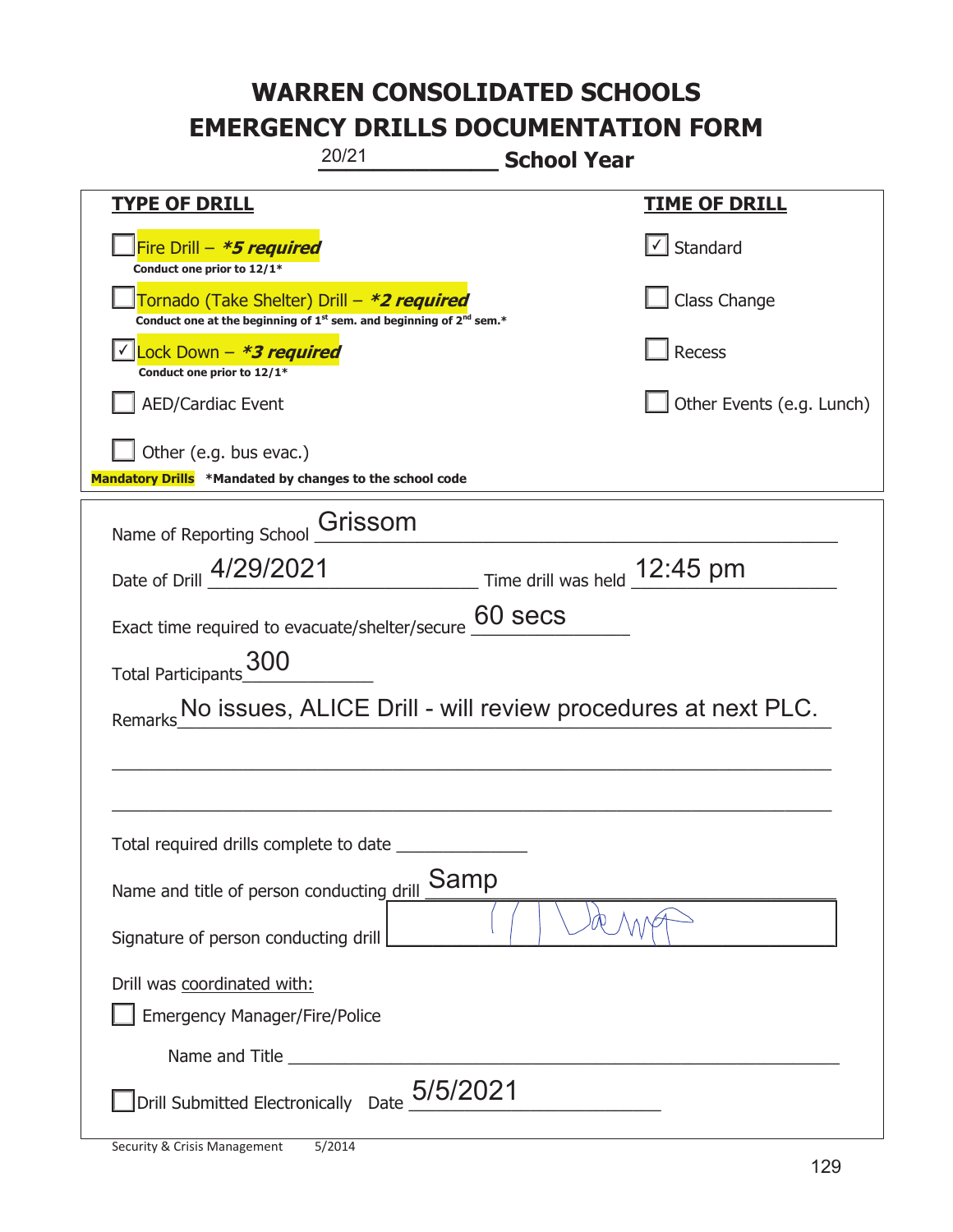# WARREN CONSOLIDATED SCHOOLS
# EMERGENCY DRILLS DOCUMENTATION FORM

20/21 **School Year**

| **TYPE OF DRILL** | **TIME OF DRILL** |
|---|---|
| ☐ Fire Drill – ***5 required*** <br> **Conduct one prior to 12/1*** | ☑ Standard |
| ☐ Tornado (Take Shelter) Drill – ***2 required*** <br> **Conduct one at the beginning of 1st sem. and beginning of 2nd sem.*** | ☐ Class Change |
| ☑ Lock Down – ***3 required*** <br> **Conduct one prior to 12/1*** | ☐ Recess |
| ☐ AED/Cardiac Event | ☐ Other Events (e.g. Lunch) |
| ☐ Other (e.g. bus evac.) | |

**Mandatory Drills** ***Mandated by changes to the school code**

Name of Reporting School: Grissom

Date of Drill: 4/29/2021 Time drill was held: 12:45 pm

Exact time required to evacuate/shelter/secure: 60 secs

Total Participants: 300

Remarks: No issues, ALICE Drill - will review procedures at next PLC.

Total required drills complete to date: ______________

Name and title of person conducting drill: Samp

Signature of person conducting drill: [signature]

Drill was coordinated with:

☐ Emergency Manager/Fire/Police

Name and Title: ______________________________

☐ Drill Submitted Electronically Date: 5/5/2021

Security & Crisis Management 5/2014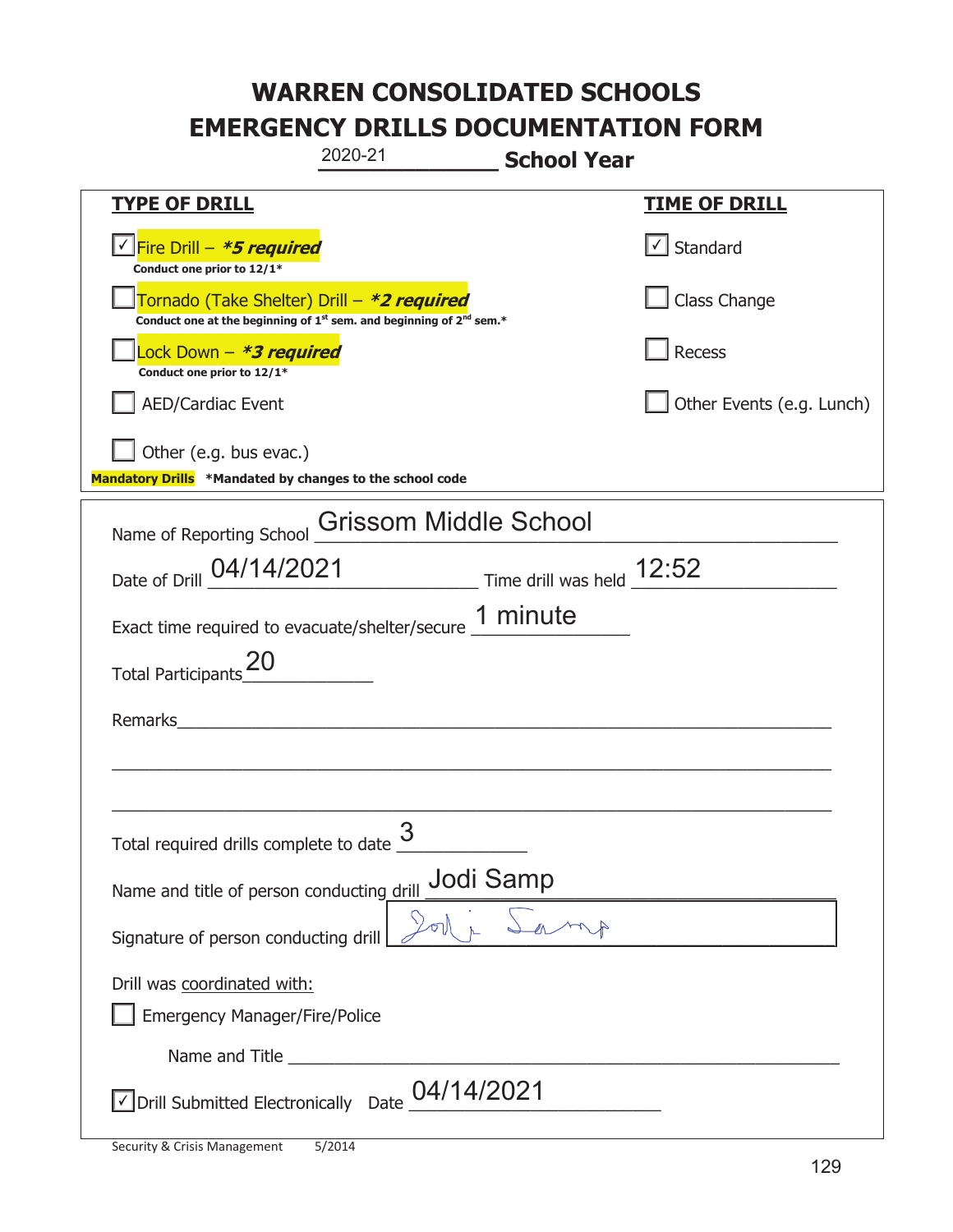# WARREN CONSOLIDATED SCHOOLS
# EMERGENCY DRILLS DOCUMENTATION FORM

2020-21 **School Year**

| **TYPE OF DRILL** | **TIME OF DRILL** |
|---|---|
| ☑ Fire Drill – ***5 required*** <br> **Conduct one prior to 12/1*** | ☑ Standard |
| ☐ Tornado (Take Shelter) Drill – ***2 required*** <br> **Conduct one at the beginning of 1st sem. and beginning of 2nd sem.*** | ☐ Class Change |
| ☐ Lock Down – ***3 required*** <br> **Conduct one prior to 12/1*** | ☐ Recess |
| ☐ AED/Cardiac Event | ☐ Other Events (e.g. Lunch) |
| ☐ Other (e.g. bus evac.) | |

**Mandatory Drills** ***Mandated by changes to the school code**

Name of Reporting School: Grissom Middle School

Date of Drill: 04/14/2021 Time drill was held: 12:52

Exact time required to evacuate/shelter/secure: 1 minute

Total Participants: 20

Remarks: ______________________________

Total required drills complete to date: 3

Name and title of person conducting drill: Jodi Samp

Signature of person conducting drill: Jodi Samp

Drill was coordinated with:

☐ Emergency Manager/Fire/Police

Name and Title ______________________________

☑ Drill Submitted Electronically Date 04/14/2021

Security & Crisis Management 5/2014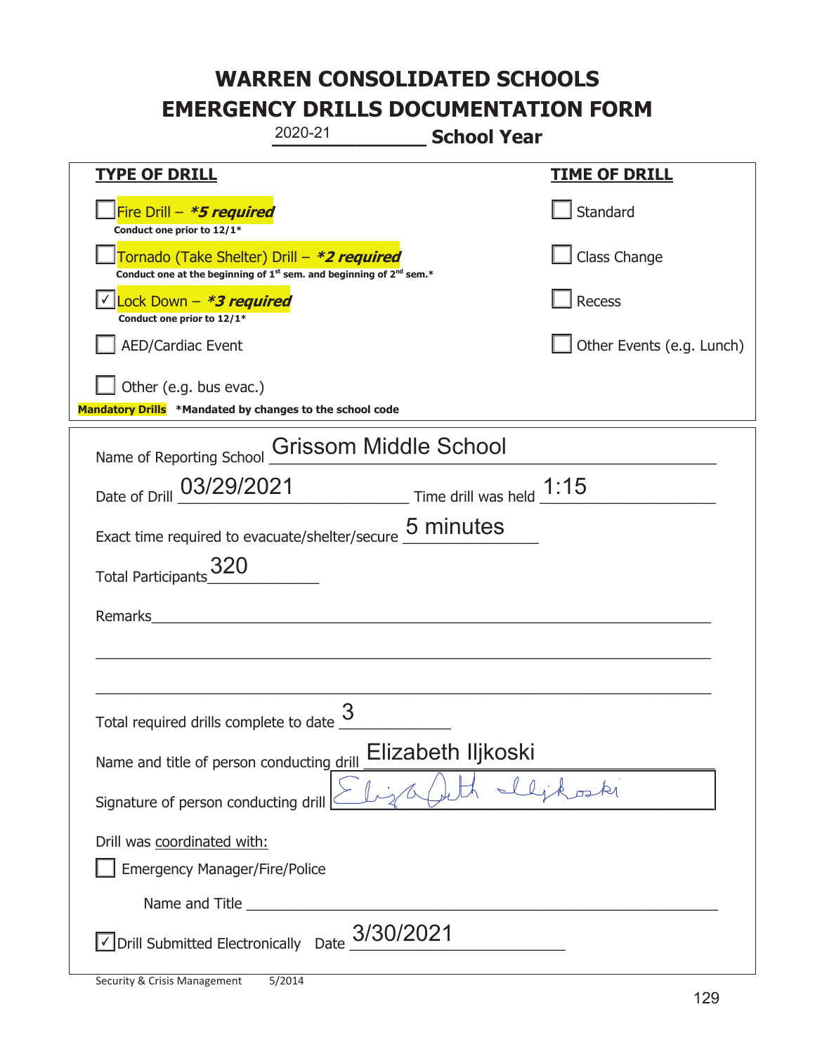# WARREN CONSOLIDATED SCHOOLS
# EMERGENCY DRILLS DOCUMENTATION FORM

2020-21 **School Year**

| **TYPE OF DRILL** | **TIME OF DRILL** |
|---|---|
| ☐ Fire Drill – ***5 required*** <br> **Conduct one prior to 12/1*** | ☐ Standard |
| ☐ Tornado (Take Shelter) Drill – ***2 required*** <br> **Conduct one at the beginning of 1st sem. and beginning of 2nd sem.*** | ☐ Class Change |
| ☑ Lock Down – ***3 required*** <br> **Conduct one prior to 12/1*** | ☐ Recess |
| ☐ AED/Cardiac Event | ☐ Other Events (e.g. Lunch) |
| ☐ Other (e.g. bus evac.) | |

**Mandatory Drills** ***Mandated by changes to the school code**

Name of Reporting School: Grissom Middle School

Date of Drill: 03/29/2021 Time drill was held: 1:15

Exact time required to evacuate/shelter/secure: 5 minutes

Total Participants: 320

Remarks: ______________________________

Total required drills complete to date: 3

Name and title of person conducting drill: Elizabeth Iljkoski

Signature of person conducting drill: Elizabeth Iljkoski

Drill was coordinated with:

☐ Emergency Manager/Fire/Police

Name and Title ______________________________

☑ Drill Submitted Electronically Date: 3/30/2021

Security & Crisis Management 5/2014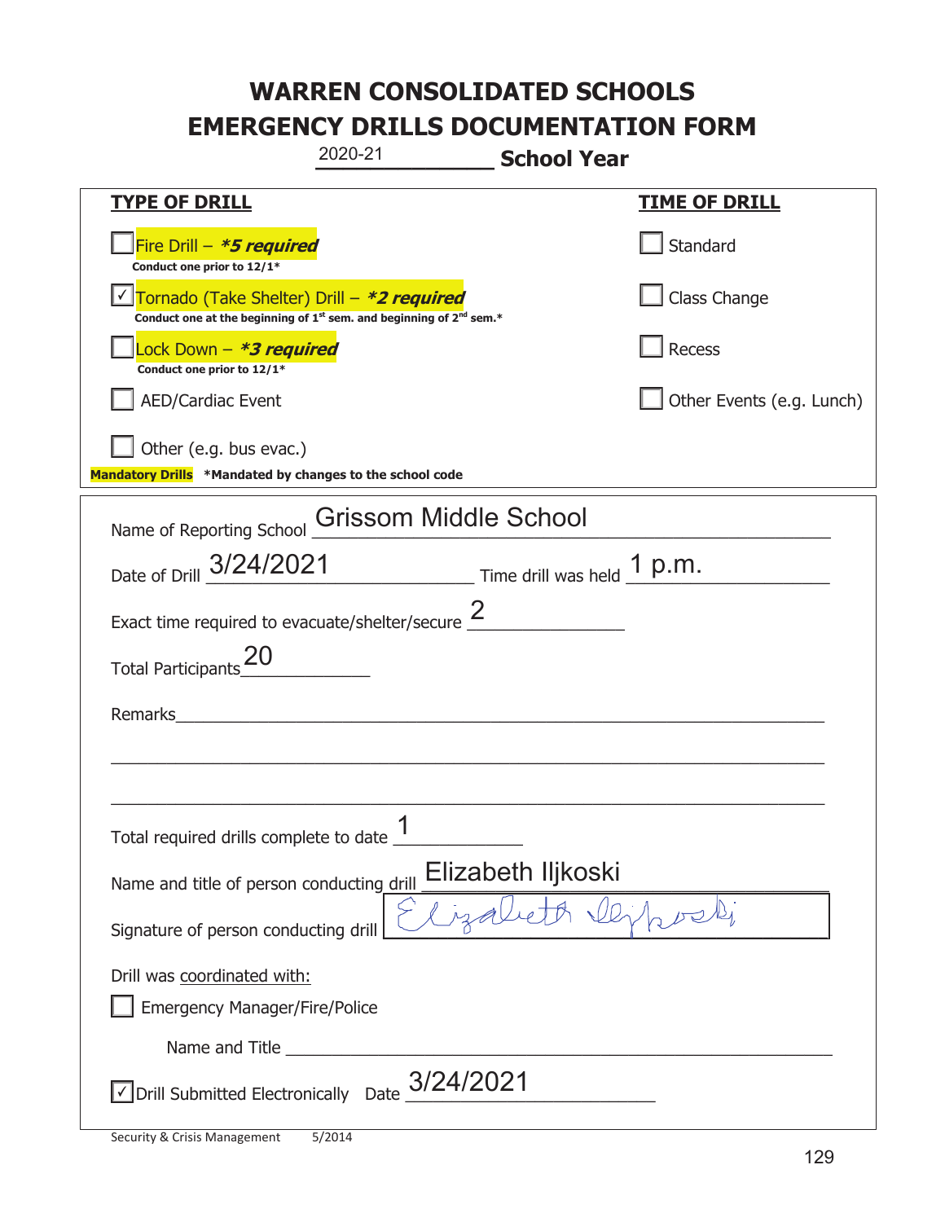# WARREN CONSOLIDATED SCHOOLS
# EMERGENCY DRILLS DOCUMENTATION FORM

2020-21 **School Year**

| **TYPE OF DRILL** | **TIME OF DRILL** |
|---|---|
| ☐ Fire Drill – ***5 required*** Conduct one prior to 12/1* | ☐ Standard |
| ☑ Tornado (Take Shelter) Drill – ***2 required*** Conduct one at the beginning of 1st sem. and beginning of 2nd sem.* | ☐ Class Change |
| ☐ Lock Down – ***3 required*** Conduct one prior to 12/1* | ☐ Recess |
| ☐ AED/Cardiac Event | ☐ Other Events (e.g. Lunch) |
| ☐ Other (e.g. bus evac.) | |

**Mandatory Drills** **\*Mandated by changes to the school code**

Name of Reporting School: Grissom Middle School

Date of Drill: 3/24/2021 Time drill was held: 1 p.m.

Exact time required to evacuate/shelter/secure: 2

Total Participants: 20

Remarks: ______________________________

Total required drills complete to date: 1

Name and title of person conducting drill: Elizabeth Iljkoski

Signature of person conducting drill: Elizabeth Iljkoski

Drill was coordinated with:

☐ Emergency Manager/Fire/Police

Name and Title ______________________________

☑ Drill Submitted Electronically Date: 3/24/2021

Security & Crisis Management 5/2014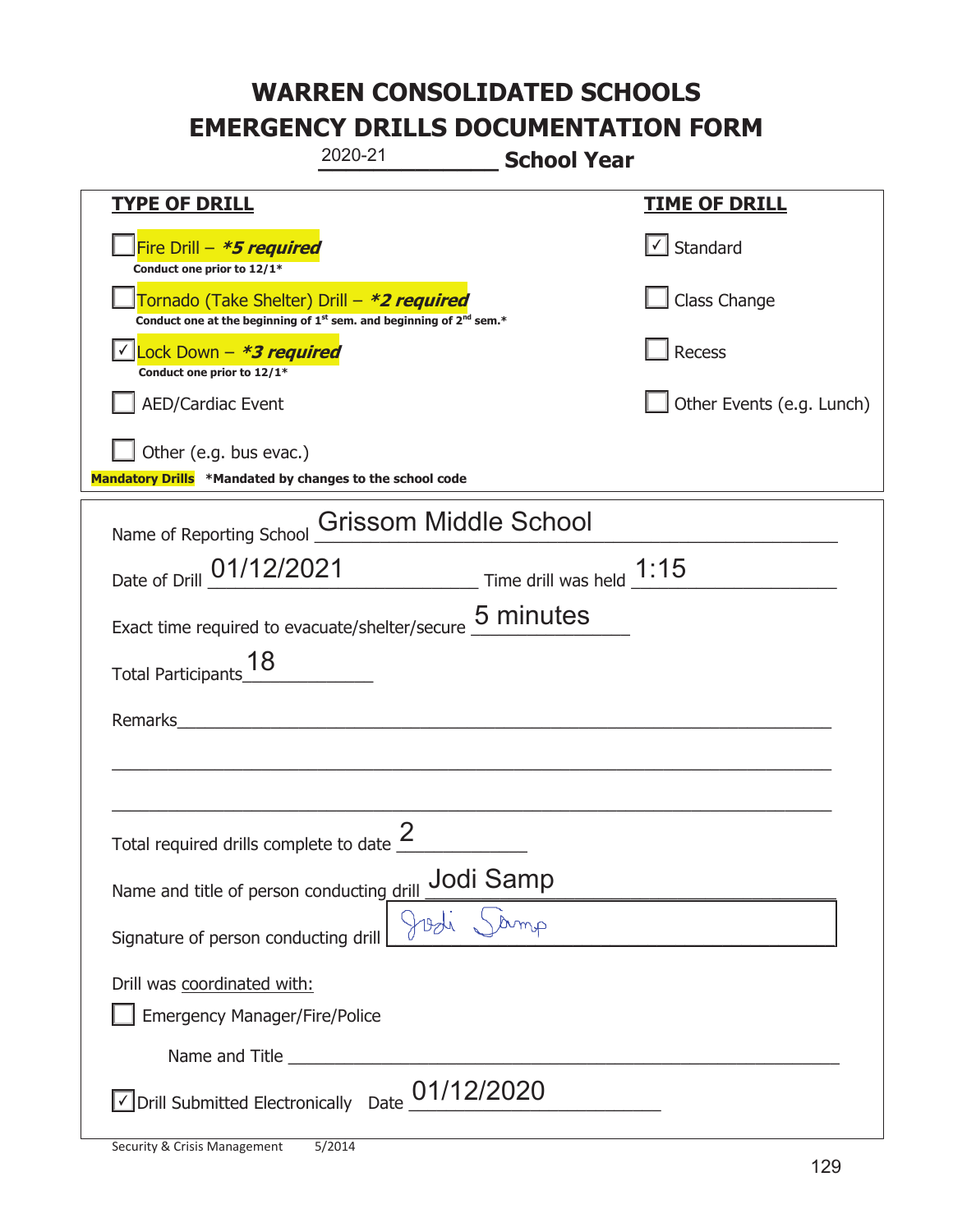# WARREN CONSOLIDATED SCHOOLS
# EMERGENCY DRILLS DOCUMENTATION FORM

2020-21 **School Year**

| **TYPE OF DRILL** | **TIME OF DRILL** |
|---|---|
| ☐ Fire Drill – ***5 required** <br> **Conduct one prior to 12/1*** | ☑ Standard |
| ☐ Tornado (Take Shelter) Drill – ***2 required** <br> **Conduct one at the beginning of 1st sem. and beginning of 2nd sem.*** | ☐ Class Change |
| ☑ Lock Down – ***3 required** <br> **Conduct one prior to 12/1*** | ☐ Recess |
| ☐ AED/Cardiac Event | ☐ Other Events (e.g. Lunch) |
| ☐ Other (e.g. bus evac.) | |

**Mandatory Drills** **\*Mandated by changes to the school code**

Name of Reporting School: Grissom Middle School

Date of Drill: 01/12/2021 Time drill was held: 1:15

Exact time required to evacuate/shelter/secure: 5 minutes

Total Participants: 18

Remarks: 

Total required drills complete to date: 2

Name and title of person conducting drill: Jodi Samp

Signature of person conducting drill: Jodi Samp

Drill was coordinated with:

☐ Emergency Manager/Fire/Police

Name and Title: 

☑ Drill Submitted Electronically Date: 01/12/2020

Security & Crisis Management 5/2014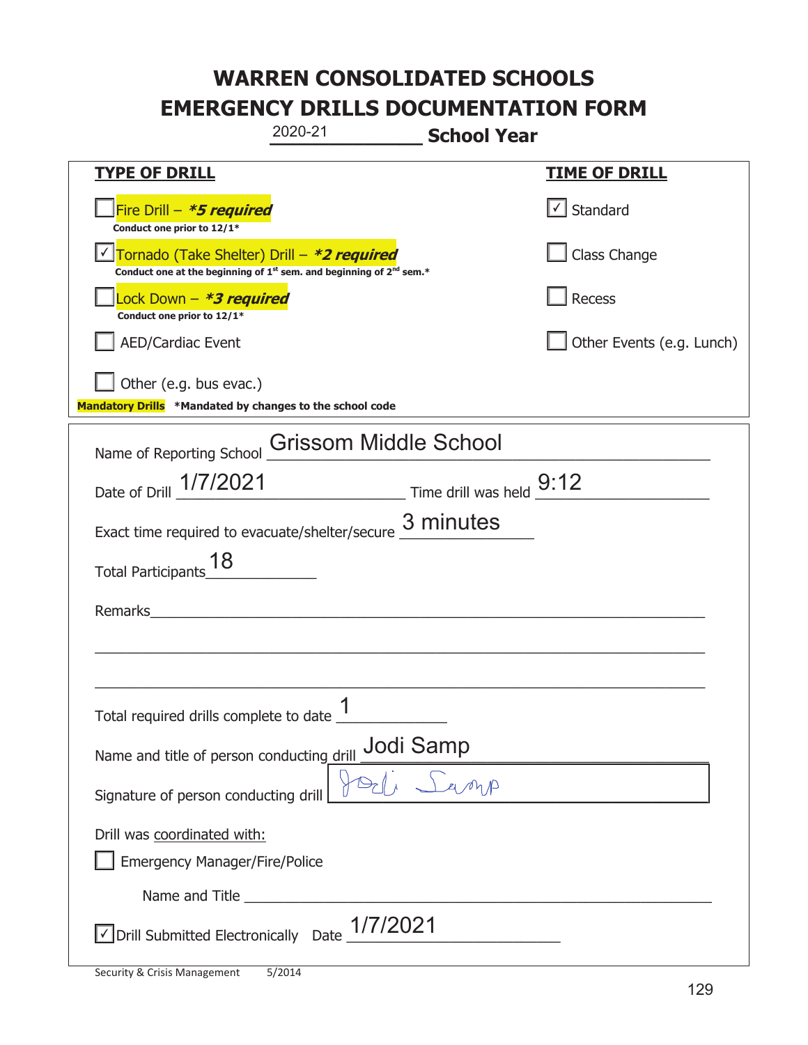# WARREN CONSOLIDATED SCHOOLS
# EMERGENCY DRILLS DOCUMENTATION FORM

2020-21 **School Year**

| **TYPE OF DRILL** | **TIME OF DRILL** |
|---|---|
| ☐ Fire Drill – ***5 required*** <br> **Conduct one prior to 12/1*** | ☑ Standard |
| ☑ Tornado (Take Shelter) Drill – ***2 required*** <br> **Conduct one at the beginning of 1st sem. and beginning of 2nd sem.*** | ☐ Class Change |
| ☐ Lock Down – ***3 required*** <br> **Conduct one prior to 12/1*** | ☐ Recess |
| ☐ AED/Cardiac Event | ☐ Other Events (e.g. Lunch) |
| ☐ Other (e.g. bus evac.) | |

**Mandatory Drills** **\*Mandated by changes to the school code**

Name of Reporting School: Grissom Middle School

Date of Drill: 1/7/2021 Time drill was held: 9:12

Exact time required to evacuate/shelter/secure: 3 minutes

Total Participants: 18

Remarks: ______________________________

Total required drills complete to date: 1

Name and title of person conducting drill: Jodi Samp

Signature of person conducting drill: Jodi Samp

Drill was coordinated with:

☐ Emergency Manager/Fire/Police

Name and Title ______________________________

☑ Drill Submitted Electronically Date: 1/7/2021

Security & Crisis Management 5/2014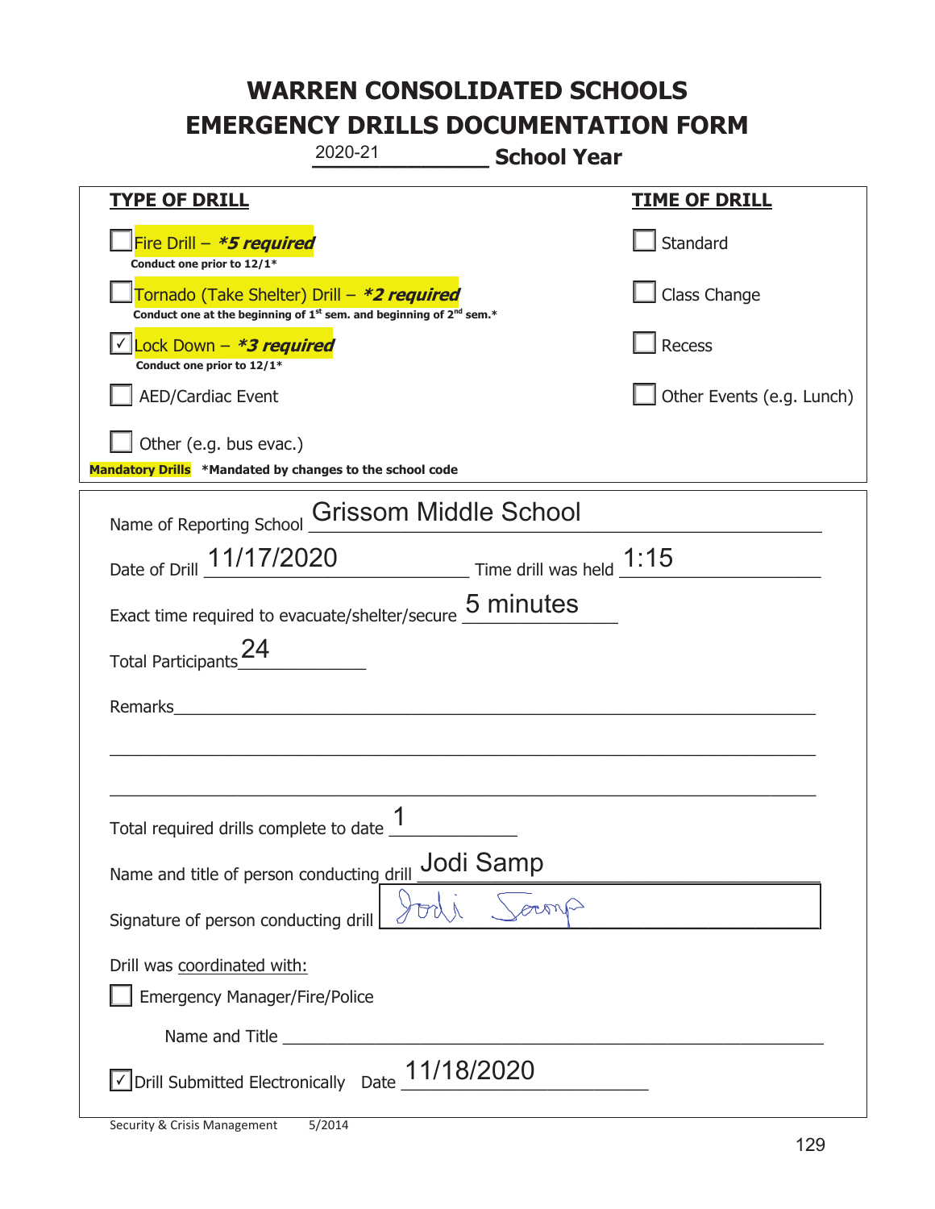# WARREN CONSOLIDATED SCHOOLS
# EMERGENCY DRILLS DOCUMENTATION FORM

2020-21 **School Year**

| **TYPE OF DRILL** | **TIME OF DRILL** |
|---|---|
| ☐ Fire Drill – ***5 required*** <br> **Conduct one prior to 12/1*** | ☐ Standard |
| ☐ Tornado (Take Shelter) Drill – ***2 required*** <br> **Conduct one at the beginning of 1st sem. and beginning of 2nd sem.*** | ☐ Class Change |
| ☑ Lock Down – ***3 required*** <br> **Conduct one prior to 12/1*** | ☐ Recess |
| ☐ AED/Cardiac Event | ☐ Other Events (e.g. Lunch) |
| ☐ Other (e.g. bus evac.) | |

**Mandatory Drills** ***Mandated by changes to the school code**

Name of Reporting School: Grissom Middle School

Date of Drill: 11/17/2020 Time drill was held: 1:15

Exact time required to evacuate/shelter/secure: 5 minutes

Total Participants: 24

Remarks: ______________________________

Total required drills complete to date: 1

Name and title of person conducting drill: Jodi Samp

Signature of person conducting drill: Jodi Samp

Drill was coordinated with:

☐ Emergency Manager/Fire/Police

Name and Title ______________________________

☑ Drill Submitted Electronically Date: 11/18/2020

Security & Crisis Management 5/2014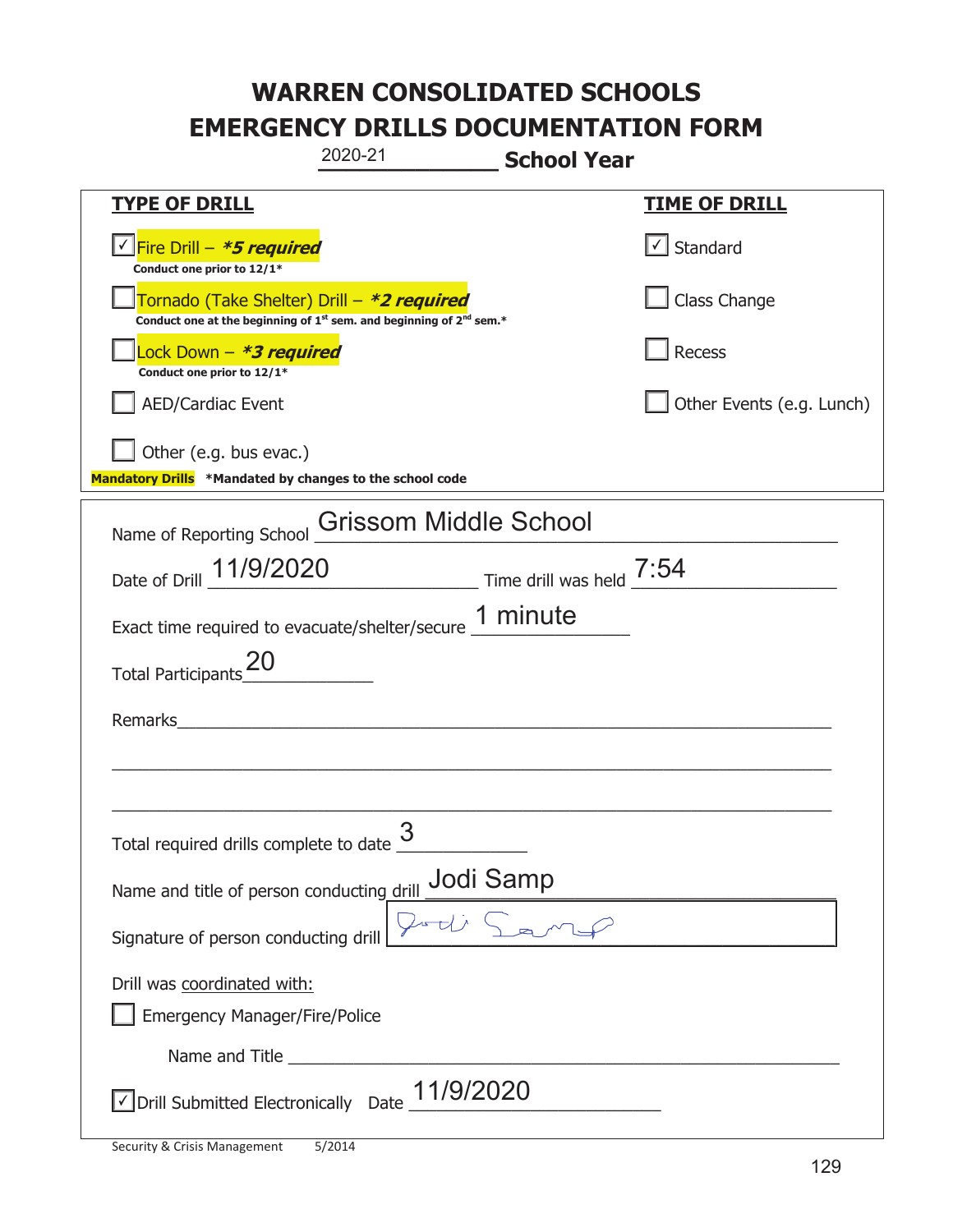# WARREN CONSOLIDATED SCHOOLS
# EMERGENCY DRILLS DOCUMENTATION FORM

2020-21 **School Year**

| **TYPE OF DRILL** | **TIME OF DRILL** |
|---|---|
| ☑ Fire Drill – ***5 required*** <br> **Conduct one prior to 12/1*** | ☑ Standard |
| ☐ Tornado (Take Shelter) Drill – ***2 required*** <br> **Conduct one at the beginning of 1st sem. and beginning of 2nd sem.*** | ☐ Class Change |
| ☐ Lock Down – ***3 required*** <br> **Conduct one prior to 12/1*** | ☐ Recess |
| ☐ AED/Cardiac Event | ☐ Other Events (e.g. Lunch) |
| ☐ Other (e.g. bus evac.) | |

**Mandatory Drills** ***Mandated by changes to the school code**

Name of Reporting School: Grissom Middle School

Date of Drill: 11/9/2020 Time drill was held: 7:54

Exact time required to evacuate/shelter/secure: 1 minute

Total Participants: 20

Remarks: ______________________________

Total required drills complete to date: 3

Name and title of person conducting drill: Jodi Samp

Signature of person conducting drill: Jodi Samp

Drill was coordinated with:

☐ Emergency Manager/Fire/Police

Name and Title ______________________________

☑ Drill Submitted Electronically Date: 11/9/2020

Security & Crisis Management 5/2014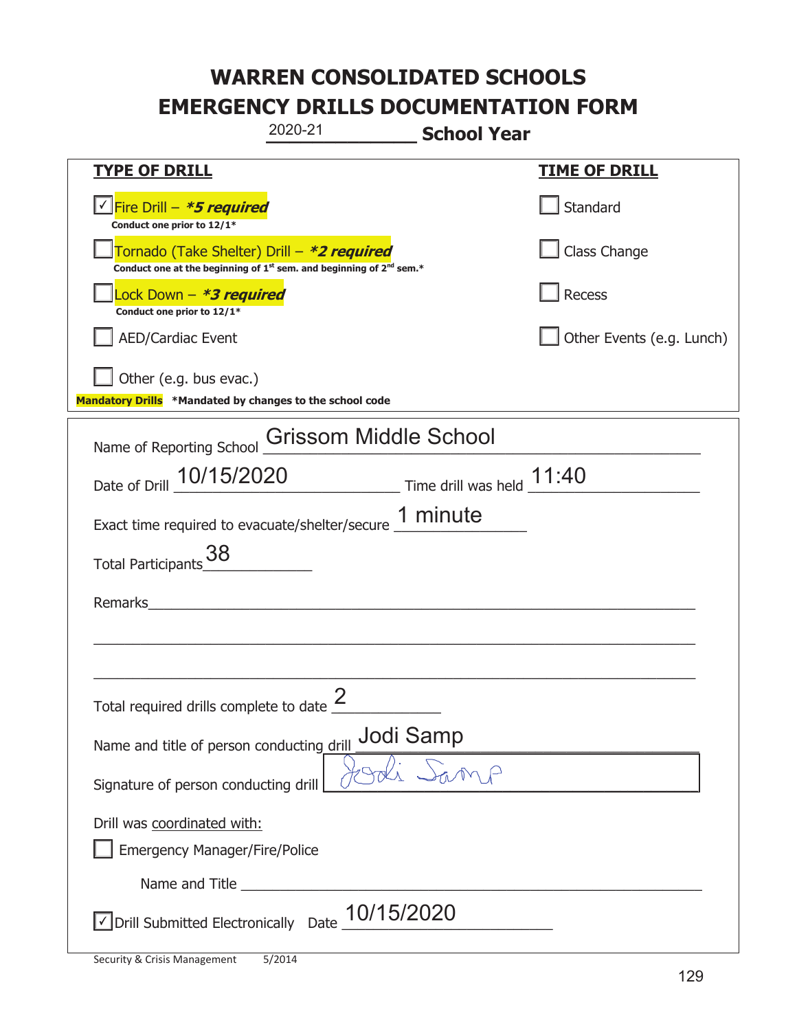# WARREN CONSOLIDATED SCHOOLS
# EMERGENCY DRILLS DOCUMENTATION FORM

2020-21 **School Year**

| **TYPE OF DRILL** | **TIME OF DRILL** |
|---|---|
| ☑ Fire Drill – ***5 required*** <br> **Conduct one prior to 12/1*** | ☐ Standard |
| ☐ Tornado (Take Shelter) Drill – ***2 required*** <br> **Conduct one at the beginning of 1st sem. and beginning of 2nd sem.*** | ☐ Class Change |
| ☐ Lock Down – ***3 required*** <br> **Conduct one prior to 12/1*** | ☐ Recess |
| ☐ AED/Cardiac Event | ☐ Other Events (e.g. Lunch) |
| ☐ Other (e.g. bus evac.) | |

**Mandatory Drills** ***Mandated by changes to the school code**

Name of Reporting School: Grissom Middle School

Date of Drill: 10/15/2020 Time drill was held: 11:40

Exact time required to evacuate/shelter/secure: 1 minute

Total Participants: 38

Remarks: ______________________________________________

Total required drills complete to date: 2

Name and title of person conducting drill: Jodi Samp

Signature of person conducting drill: Jodi Samp

Drill was coordinated with:

☐ Emergency Manager/Fire/Police

Name and Title ______________________________________________

☑ Drill Submitted Electronically Date: 10/15/2020

Security & Crisis Management 5/2014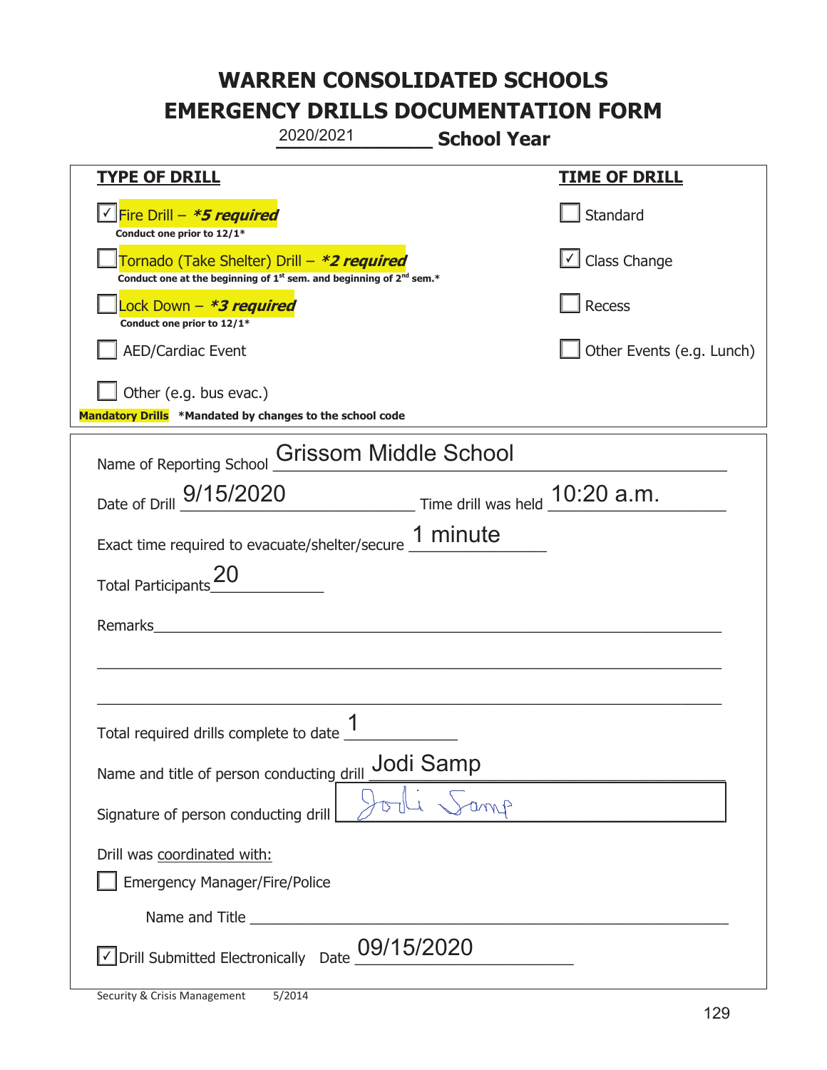# WARREN CONSOLIDATED SCHOOLS
# EMERGENCY DRILLS DOCUMENTATION FORM

2020/2021 **School Year**

| **TYPE OF DRILL** | **TIME OF DRILL** |
|---|---|
| ☑ Fire Drill – ***5 required*** <br> **Conduct one prior to 12/1*** | ☐ Standard |
| ☐ Tornado (Take Shelter) Drill – ***2 required*** <br> **Conduct one at the beginning of 1st sem. and beginning of 2nd sem.*** | ☑ Class Change |
| ☐ Lock Down – ***3 required*** <br> **Conduct one prior to 12/1*** | ☐ Recess |
| ☐ AED/Cardiac Event | ☐ Other Events (e.g. Lunch) |
| ☐ Other (e.g. bus evac.) | |

**Mandatory Drills** **\*Mandated by changes to the school code**

Name of Reporting School: Grissom Middle School

Date of Drill: 9/15/2020 Time drill was held: 10:20 a.m.

Exact time required to evacuate/shelter/secure: 1 minute

Total Participants: 20

Remarks: ____________________

Total required drills complete to date: 1

Name and title of person conducting drill: Jodi Samp

Signature of person conducting drill: Jodi Samp

Drill was coordinated with:

☐ Emergency Manager/Fire/Police

Name and Title ____________________

☑ Drill Submitted Electronically Date: 09/15/2020

Security & Crisis Management 5/2014